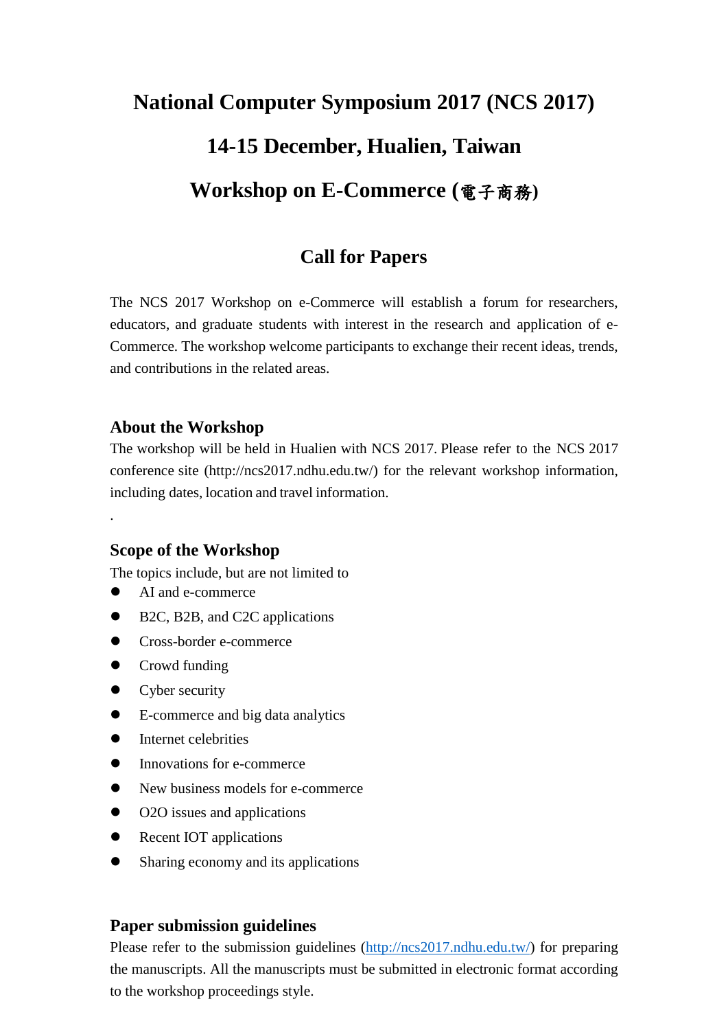# National Computer Symposium 2017 (NCS 2017)

# 14-15 December, Hualien, Taiwan

# Workshop on E-Commerce (電子商務)

## Call for Papers

The NCS 2017 Workshop on e-Commerce will establish a forum for researchers, educators, and graduate students with interest in the research and application of e-Commerce. The workshop welcome participants to exchange their recent ideas, trends, and contributions in the related areas.

### About the Workshop

The workshop will be held in Hualien with NCS 2017. Please refer to the NCS 2017 conference site (http://ncs2017.ndhu.edu.tw/) for the relevant workshop information, including dates, location and travel information.

.

### Scope of the Workshop

The topics include, but are not limited to

- AI and e-commerce
- B2C, B2B, and C2C applications
- Cross-border e-commerce
- Crowd funding
- Cyber security
- E-commerce and big data analytics
- Internet celebrities
- Innovations for e-commerce
- New business models for e-commerce
- O2O issues and applications
- Recent IOT applications
- Sharing economy and its applications

### Paper submission guidelines

Please refer to the submission guidelines (http://ncs2017.ndhu.edu.tw/) for preparing the manuscripts. All the manuscripts must be submitted in electronic format according to the workshop proceedings style.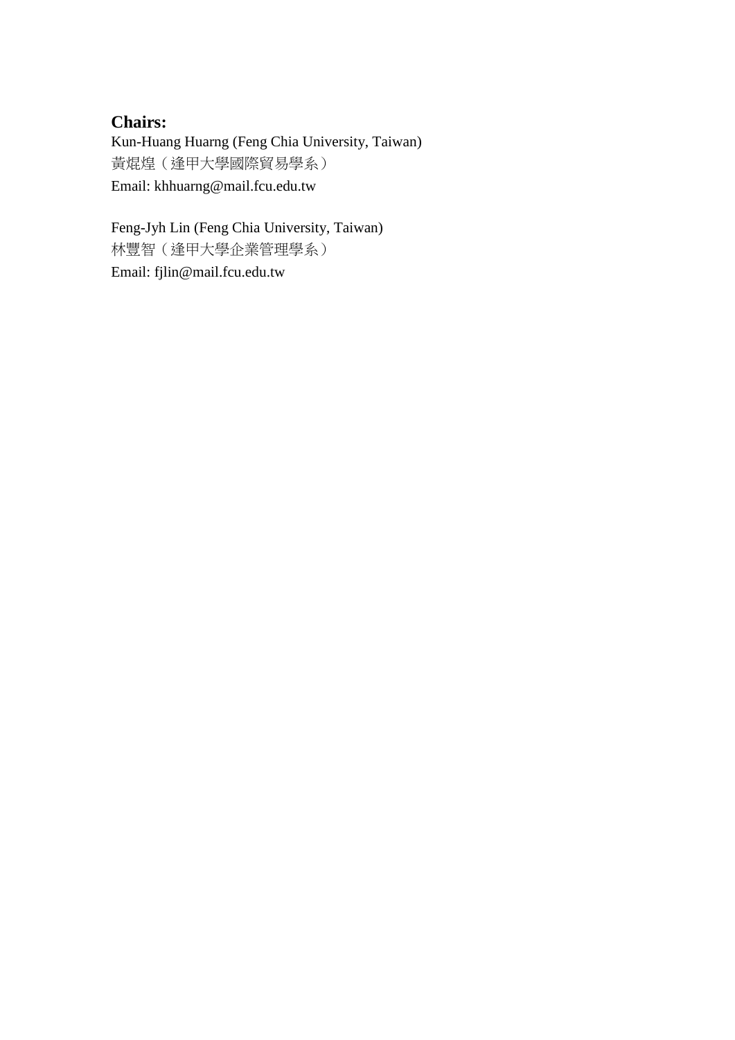**Chairs:**

Kun-Huang Huarng (Feng Chia University, Taiwan)
黃焜煌（逢甲大學國際貿易學系）
Email: khhuarng@mail.fcu.edu.tw

Feng-Jyh Lin (Feng Chia University, Taiwan)
林豐智（逢甲大學企業管理學系）
Email: fjlin@mail.fcu.edu.tw